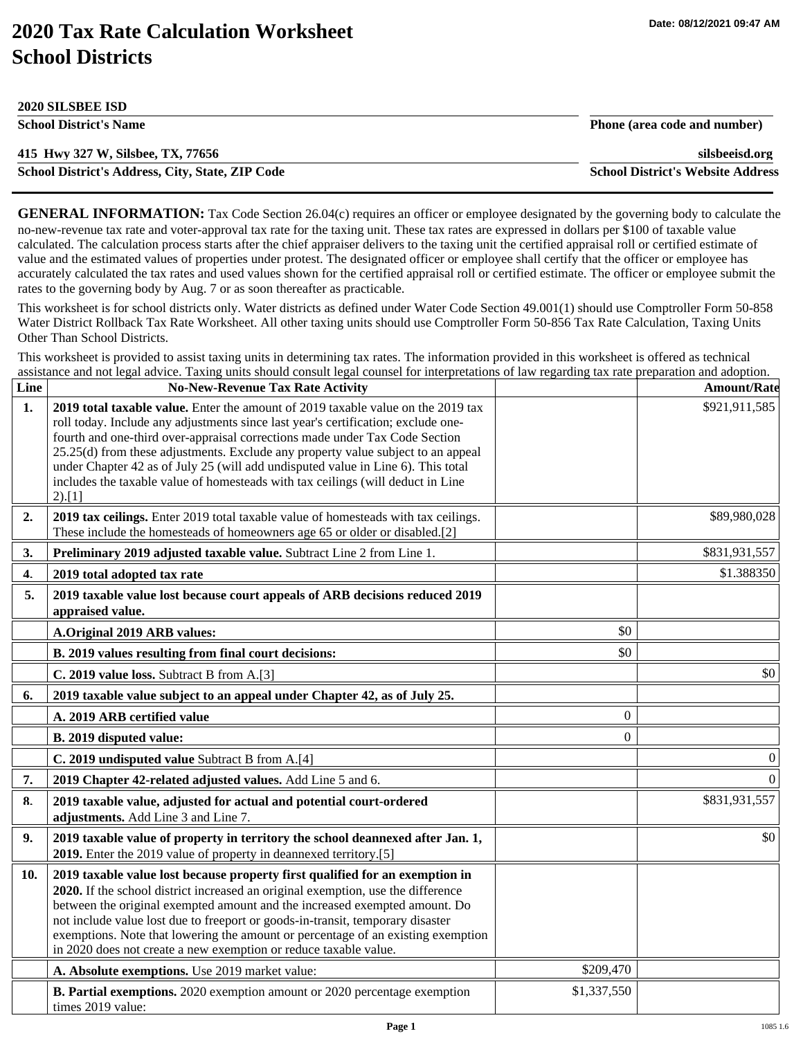# 2020 Tax Rate Calculation Worksheet
# School Districts

Date: 08/12/2021 09:47 AM

**2020 SILSBEE ISD**
**School District's Name**

**Phone (area code and number)**

**415 Hwy 327 W, Silsbee, TX, 77656**
**School District's Address, City, State, ZIP Code**

**silsbeeisd.org**
**School District's Website Address**

**GENERAL INFORMATION:** Tax Code Section 26.04(c) requires an officer or employee designated by the governing body to calculate the no-new-revenue tax rate and voter-approval tax rate for the taxing unit. These tax rates are expressed in dollars per $100 of taxable value calculated. The calculation process starts after the chief appraiser delivers to the taxing unit the certified appraisal roll or certified estimate of value and the estimated values of properties under protest. The designated officer or employee shall certify that the officer or employee has accurately calculated the tax rates and used values shown for the certified appraisal roll or certified estimate. The officer or employee submit the rates to the governing body by Aug. 7 or as soon thereafter as practicable.

This worksheet is for school districts only. Water districts as defined under Water Code Section 49.001(1) should use Comptroller Form 50-858 Water District Rollback Tax Rate Worksheet. All other taxing units should use Comptroller Form 50-856 Tax Rate Calculation, Taxing Units Other Than School Districts.

This worksheet is provided to assist taxing units in determining tax rates. The information provided in this worksheet is offered as technical assistance and not legal advice. Taxing units should consult legal counsel for interpretations of law regarding tax rate preparation and adoption.

| Line | No-New-Revenue Tax Rate Activity | | Amount/Rate |
|---|---|---|---|
| **1.** | **2019 total taxable value.** Enter the amount of 2019 taxable value on the 2019 tax roll today. Include any adjustments since last year's certification; exclude one-fourth and one-third over-appraisal corrections made under Tax Code Section 25.25(d) from these adjustments. Exclude any property value subject to an appeal under Chapter 42 as of July 25 (will add undisputed value in Line 6). This total includes the taxable value of homesteads with tax ceilings (will deduct in Line 2).[1] | | $921,911,585 |
| **2.** | **2019 tax ceilings.** Enter 2019 total taxable value of homesteads with tax ceilings. These include the homesteads of homeowners age 65 or older or disabled.[2] | | $89,980,028 |
| **3.** | **Preliminary 2019 adjusted taxable value.** Subtract Line 2 from Line 1. | | $831,931,557 |
| **4.** | **2019 total adopted tax rate** | | $1.388350 |
| **5.** | **2019 taxable value lost because court appeals of ARB decisions reduced 2019 appraised value.** | | |
| | **A.Original 2019 ARB values:** | $0 | |
| | **B. 2019 values resulting from final court decisions:** | $0 | |
| | **C. 2019 value loss.** Subtract B from A.[3] | | $0 |
| **6.** | **2019 taxable value subject to an appeal under Chapter 42, as of July 25.** | | |
| | **A. 2019 ARB certified value** | 0 | |
| | **B. 2019 disputed value:** | 0 | |
| | **C. 2019 undisputed value** Subtract B from A.[4] | | 0 |
| **7.** | **2019 Chapter 42-related adjusted values.** Add Line 5 and 6. | | 0 |
| **8.** | **2019 taxable value, adjusted for actual and potential court-ordered adjustments.** Add Line 3 and Line 7. | | $831,931,557 |
| **9.** | **2019 taxable value of property in territory the school deannexed after Jan. 1, 2019.** Enter the 2019 value of property in deannexed territory.[5] | | $0 |
| **10.** | **2019 taxable value lost because property first qualified for an exemption in 2020.** If the school district increased an original exemption, use the difference between the original exempted amount and the increased exempted amount. Do not include value lost due to freeport or goods-in-transit, temporary disaster exemptions. Note that lowering the amount or percentage of an existing exemption in 2020 does not create a new exemption or reduce taxable value. | | |
| | **A. Absolute exemptions.** Use 2019 market value: | $209,470 | |
| | **B. Partial exemptions.** 2020 exemption amount or 2020 percentage exemption times 2019 value: | $1,337,550 | |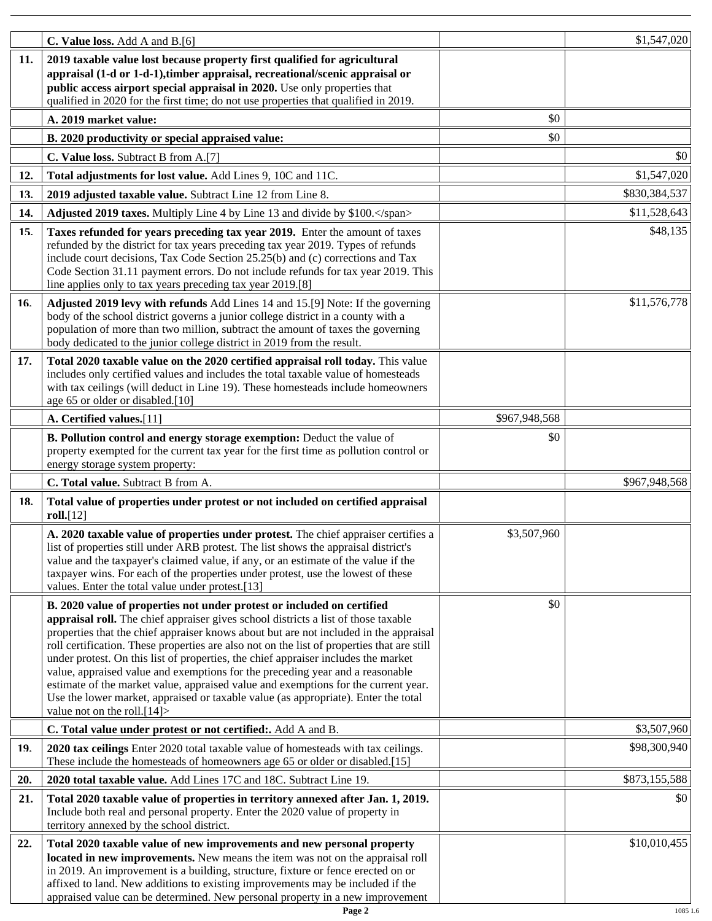| | | | |
|---|---|---|---|
| | **C. Value loss.** Add A and B.[6] | | $1,547,020 |
| **11.** | **2019 taxable value lost because property first qualified for agricultural appraisal (1-d or 1-d-1),timber appraisal, recreational/scenic appraisal or public access airport special appraisal in 2020.** Use only properties that qualified in 2020 for the first time; do not use properties that qualified in 2019. | | |
| | **A. 2019 market value:** | $0 | |
| | **B. 2020 productivity or special appraised value:** | $0 | |
| | **C. Value loss.** Subtract B from A.[7] | | $0 |
| **12.** | **Total adjustments for lost value.** Add Lines 9, 10C and 11C. | | $1,547,020 |
| **13.** | **2019 adjusted taxable value.** Subtract Line 12 from Line 8. | | $830,384,537 |
| **14.** | **Adjusted 2019 taxes.** Multiply Line 4 by Line 13 and divide by $100.</span> | | $11,528,643 |
| **15.** | **Taxes refunded for years preceding tax year 2019.** Enter the amount of taxes refunded by the district for tax years preceding tax year 2019. Types of refunds include court decisions, Tax Code Section 25.25(b) and (c) corrections and Tax Code Section 31.11 payment errors. Do not include refunds for tax year 2019. This line applies only to tax years preceding tax year 2019.[8] | | $48,135 |
| **16.** | **Adjusted 2019 levy with refunds** Add Lines 14 and 15.[9] Note: If the governing body of the school district governs a junior college district in a county with a population of more than two million, subtract the amount of taxes the governing body dedicated to the junior college district in 2019 from the result. | | $11,576,778 |
| **17.** | **Total 2020 taxable value on the 2020 certified appraisal roll today.** This value includes only certified values and includes the total taxable value of homesteads with tax ceilings (will deduct in Line 19). These homesteads include homeowners age 65 or older or disabled.[10] | | |
| | **A. Certified values.**[11] | $967,948,568 | |
| | **B. Pollution control and energy storage exemption:** Deduct the value of property exempted for the current tax year for the first time as pollution control or energy storage system property: | $0 | |
| | **C. Total value.** Subtract B from A. | | $967,948,568 |
| **18.** | **Total value of properties under protest or not included on certified appraisal roll.**[12] | | |
| | **A. 2020 taxable value of properties under protest.** The chief appraiser certifies a list of properties still under ARB protest. The list shows the appraisal district's value and the taxpayer's claimed value, if any, or an estimate of the value if the taxpayer wins. For each of the properties under protest, use the lowest of these values. Enter the total value under protest.[13] | $3,507,960 | |
| | **B. 2020 value of properties not under protest or included on certified appraisal roll.** The chief appraiser gives school districts a list of those taxable properties that the chief appraiser knows about but are not included in the appraisal roll certification. These properties are also not on the list of properties that are still under protest. On this list of properties, the chief appraiser includes the market value, appraised value and exemptions for the preceding year and a reasonable estimate of the market value, appraised value and exemptions for the current year. Use the lower market, appraised or taxable value (as appropriate). Enter the total value not on the roll.[14]> | $0 | |
| | **C. Total value under protest or not certified:.** Add A and B. | | $3,507,960 |
| **19.** | **2020 tax ceilings** Enter 2020 total taxable value of homesteads with tax ceilings. These include the homesteads of homeowners age 65 or older or disabled.[15] | | $98,300,940 |
| **20.** | **2020 total taxable value.** Add Lines 17C and 18C. Subtract Line 19. | | $873,155,588 |
| **21.** | **Total 2020 taxable value of properties in territory annexed after Jan. 1, 2019.** Include both real and personal property. Enter the 2020 value of property in territory annexed by the school district. | | $0 |
| **22.** | **Total 2020 taxable value of new improvements and new personal property located in new improvements.** New means the item was not on the appraisal roll in 2019. An improvement is a building, structure, fixture or fence erected on or affixed to land. New additions to existing improvements may be included if the appraised value can be determined. New personal property in a new improvement | | $10,010,455 |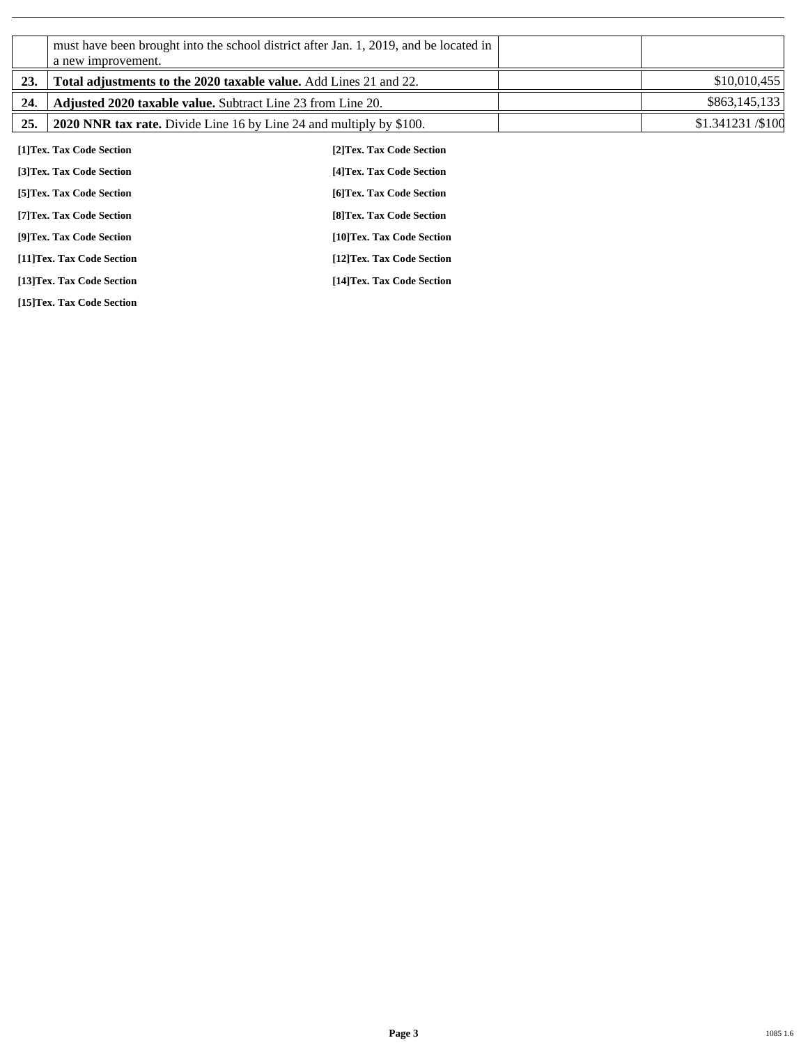| | | | |
|---|---|---|---|
| | must have been brought into the school district after Jan. 1, 2019, and be located in a new improvement. | | |
| **23.** | **Total adjustments to the 2020 taxable value.** Add Lines 21 and 22. | | $10,010,455 |
| **24**. | **Adjusted 2020 taxable value.** Subtract Line 23 from Line 20. | | $863,145,133 |
| **25.** | **2020 NNR tax rate.** Divide Line 16 by Line 24 and multiply by $100. | | $1.341231 /$100 |

**[1]Tex. Tax Code Section**

**[2]Tex. Tax Code Section**

**[3]Tex. Tax Code Section**

**[4]Tex. Tax Code Section**

**[5]Tex. Tax Code Section**

**[6]Tex. Tax Code Section**

**[7]Tex. Tax Code Section**

**[8]Tex. Tax Code Section**

**[9]Tex. Tax Code Section**

**[10]Tex. Tax Code Section**

**[11]Tex. Tax Code Section**

**[12]Tex. Tax Code Section**

**[13]Tex. Tax Code Section**

**[14]Tex. Tax Code Section**

**[15]Tex. Tax Code Section**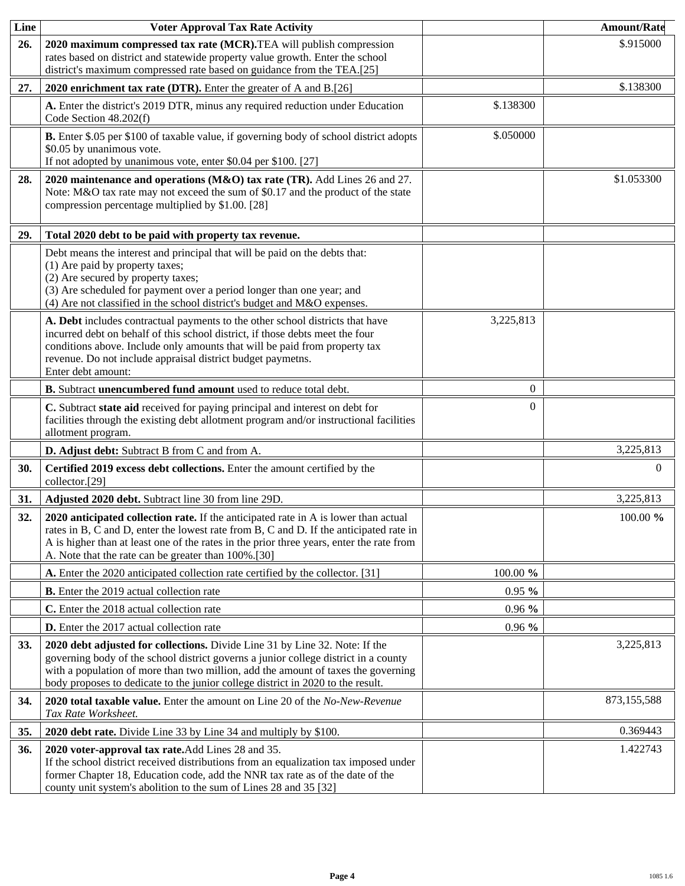| Line | Voter Approval Tax Rate Activity | | Amount/Rate |
|---|---|---|---|
| 26. | **2020 maximum compressed tax rate (MCR).** TEA will publish compression rates based on district and statewide property value growth. Enter the school district's maximum compressed rate based on guidance from the TEA.[25] | | $.915000 |
| 27. | **2020 enrichment tax rate (DTR).** Enter the greater of A and B.[26] | | $.138300 |
| | **A.** Enter the district's 2019 DTR, minus any required reduction under Education Code Section 48.202(f) | $.138300 | |
| | **B.** Enter $.05 per $100 of taxable value, if governing body of school district adopts $0.05 by unanimous vote. If not adopted by unanimous vote, enter $0.04 per $100. [27] | $.050000 | |
| 28. | **2020 maintenance and operations (M&O) tax rate (TR).** Add Lines 26 and 27. Note: M&O tax rate may not exceed the sum of $0.17 and the product of the state compression percentage multiplied by $1.00. [28] | | $1.053300 |
| 29. | **Total 2020 debt to be paid with property tax revenue.** | | |
| | Debt means the interest and principal that will be paid on the debts that: (1) Are paid by property taxes; (2) Are secured by property taxes; (3) Are scheduled for payment over a period longer than one year; and (4) Are not classified in the school district's budget and M&O expenses. | | |
| | **A. Debt** includes contractual payments to the other school districts that have incurred debt on behalf of this school district, if those debts meet the four conditions above. Include only amounts that will be paid from property tax revenue. Do not include appraisal district budget paymetns. Enter debt amount: | 3,225,813 | |
| | **B.** Subtract **unencumbered fund amount** used to reduce total debt. | 0 | |
| | **C.** Subtract **state aid** received for paying principal and interest on debt for facilities through the existing debt allotment program and/or instructional facilities allotment program. | 0 | |
| | **D. Adjust debt:** Subtract B from C and from A. | | 3,225,813 |
| 30. | **Certified 2019 excess debt collections.** Enter the amount certified by the collector.[29] | | 0 |
| 31. | **Adjusted 2020 debt.** Subtract line 30 from line 29D. | | 3,225,813 |
| 32. | **2020 anticipated collection rate.** If the anticipated rate in A is lower than actual rates in B, C and D, enter the lowest rate from B, C and D. If the anticipated rate in A is higher than at least one of the rates in the prior three years, enter the rate from A. Note that the rate can be greater than 100%.[30] | | 100.00 **%** |
| | **A.** Enter the 2020 anticipated collection rate certified by the collector. [31] | 100.00 **%** | |
| | **B.** Enter the 2019 actual collection rate | 0.95 **%** | |
| | **C.** Enter the 2018 actual collection rate | 0.96 **%** | |
| | **D.** Enter the 2017 actual collection rate | 0.96 **%** | |
| 33. | **2020 debt adjusted for collections.** Divide Line 31 by Line 32. Note: If the governing body of the school district governs a junior college district in a county with a population of more than two million, add the amount of taxes the governing body proposes to dedicate to the junior college district in 2020 to the result. | | 3,225,813 |
| 34. | **2020 total taxable value.** Enter the amount on Line 20 of the *No-New-Revenue Tax Rate Worksheet.* | | 873,155,588 |
| 35. | **2020 debt rate.** Divide Line 33 by Line 34 and multiply by $100. | | 0.369443 |
| 36. | **2020 voter-approval tax rate.** Add Lines 28 and 35. If the school district received distributions from an equalization tax imposed under former Chapter 18, Education code, add the NNR tax rate as of the date of the county unit system's abolition to the sum of Lines 28 and 35 [32] | | 1.422743 |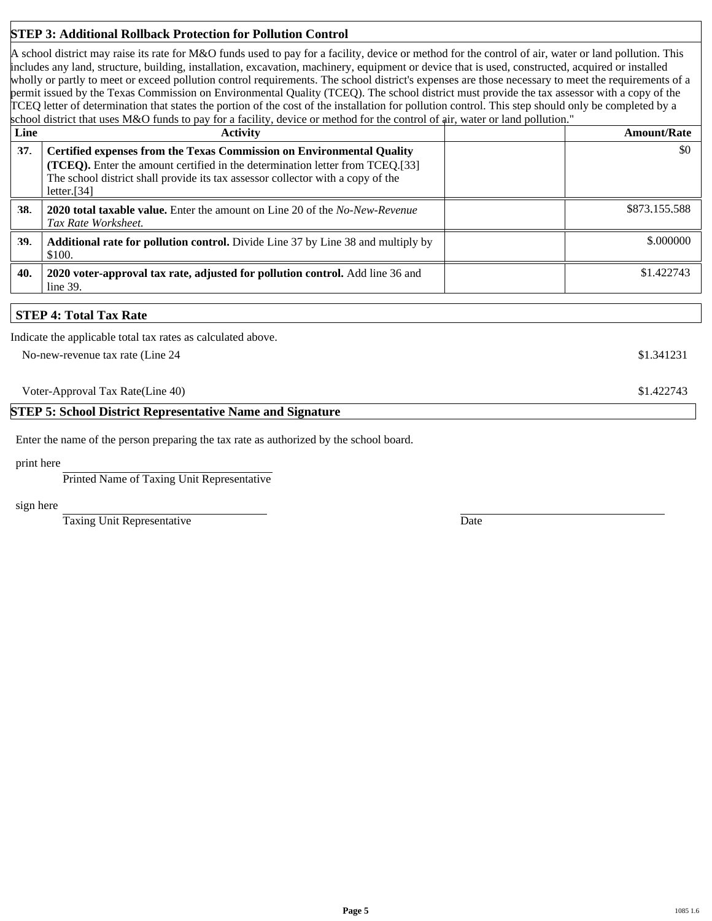## STEP 3: Additional Rollback Protection for Pollution Control

A school district may raise its rate for M&O funds used to pay for a facility, device or method for the control of air, water or land pollution. This includes any land, structure, building, installation, excavation, machinery, equipment or device that is used, constructed, acquired or installed wholly or partly to meet or exceed pollution control requirements. The school district's expenses are those necessary to meet the requirements of a permit issued by the Texas Commission on Environmental Quality (TCEQ). The school district must provide the tax assessor with a copy of the TCEQ letter of determination that states the portion of the cost of the installation for pollution control. This step should only be completed by a school district that uses M&O funds to pay for a facility, device or method for the control of air, water or land pollution."

| Line | Activity | | Amount/Rate |
|---|---|---|---|
| 37. | **Certified expenses from the Texas Commission on Environmental Quality (TCEQ).** Enter the amount certified in the determination letter from TCEQ.[33] The school district shall provide its tax assessor collector with a copy of the letter.[34] | | $0 |
| 38. | **2020 total taxable value.** Enter the amount on Line 20 of the *No-New-Revenue Tax Rate Worksheet.* | | $873,155,588 |
| 39. | **Additional rate for pollution control.** Divide Line 37 by Line 38 and multiply by $100. | | $.000000 |
| 40. | **2020 voter-approval tax rate, adjusted for pollution control.** Add line 36 and line 39. | | $1.422743 |

## STEP 4: Total Tax Rate

Indicate the applicable total tax rates as calculated above.

No-new-revenue tax rate (Line 24 $1.341231

Voter-Approval Tax Rate(Line 40) $1.422743

## STEP 5: School District Representative Name and Signature

Enter the name of the person preparing the tax rate as authorized by the school board.

print here ______________________________
Printed Name of Taxing Unit Representative

sign here ______________________________
Taxing Unit Representative

______________________________
Date